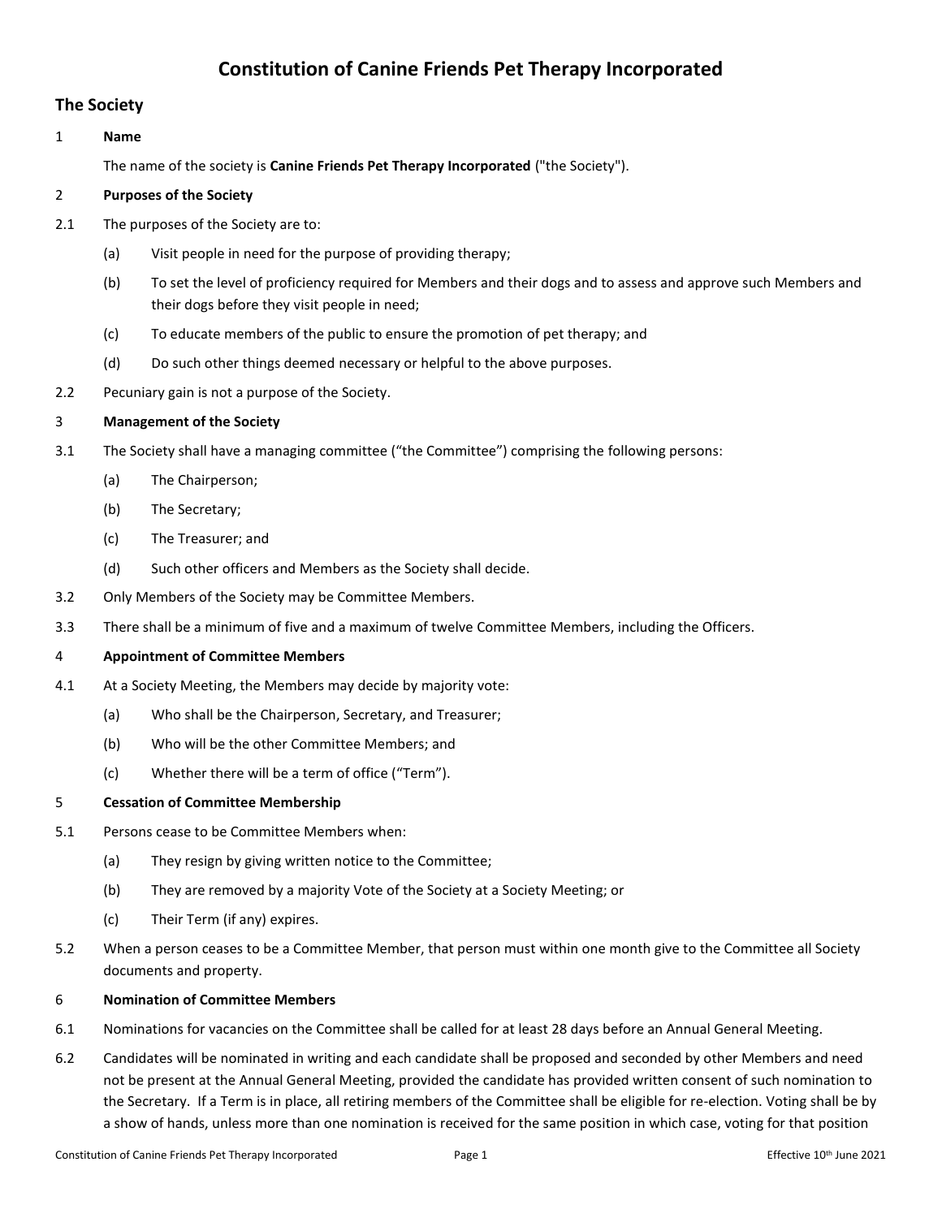# Constitution of Canine Friends Pet Therapy Incorporated

## The Society

1 **Name**

The name of the society is **Canine Friends Pet Therapy Incorporated** ("the Society").

2 **Purposes of the Society**

2.1 The purposes of the Society are to:

(a) Visit people in need for the purpose of providing therapy;

(b) To set the level of proficiency required for Members and their dogs and to assess and approve such Members and their dogs before they visit people in need;

(c) To educate members of the public to ensure the promotion of pet therapy; and

(d) Do such other things deemed necessary or helpful to the above purposes.

2.2 Pecuniary gain is not a purpose of the Society.

3 **Management of the Society**

3.1 The Society shall have a managing committee ("the Committee") comprising the following persons:

(a) The Chairperson;

(b) The Secretary;

(c) The Treasurer; and

(d) Such other officers and Members as the Society shall decide.

3.2 Only Members of the Society may be Committee Members.

3.3 There shall be a minimum of five and a maximum of twelve Committee Members, including the Officers.

4 **Appointment of Committee Members**

4.1 At a Society Meeting, the Members may decide by majority vote:

(a) Who shall be the Chairperson, Secretary, and Treasurer;

(b) Who will be the other Committee Members; and

(c) Whether there will be a term of office ("Term").

5 **Cessation of Committee Membership**

5.1 Persons cease to be Committee Members when:

(a) They resign by giving written notice to the Committee;

(b) They are removed by a majority Vote of the Society at a Society Meeting; or

(c) Their Term (if any) expires.

5.2 When a person ceases to be a Committee Member, that person must within one month give to the Committee all Society documents and property.

6 **Nomination of Committee Members**

6.1 Nominations for vacancies on the Committee shall be called for at least 28 days before an Annual General Meeting.

6.2 Candidates will be nominated in writing and each candidate shall be proposed and seconded by other Members and need not be present at the Annual General Meeting, provided the candidate has provided written consent of such nomination to the Secretary. If a Term is in place, all retiring members of the Committee shall be eligible for re-election. Voting shall be by a show of hands, unless more than one nomination is received for the same position in which case, voting for that position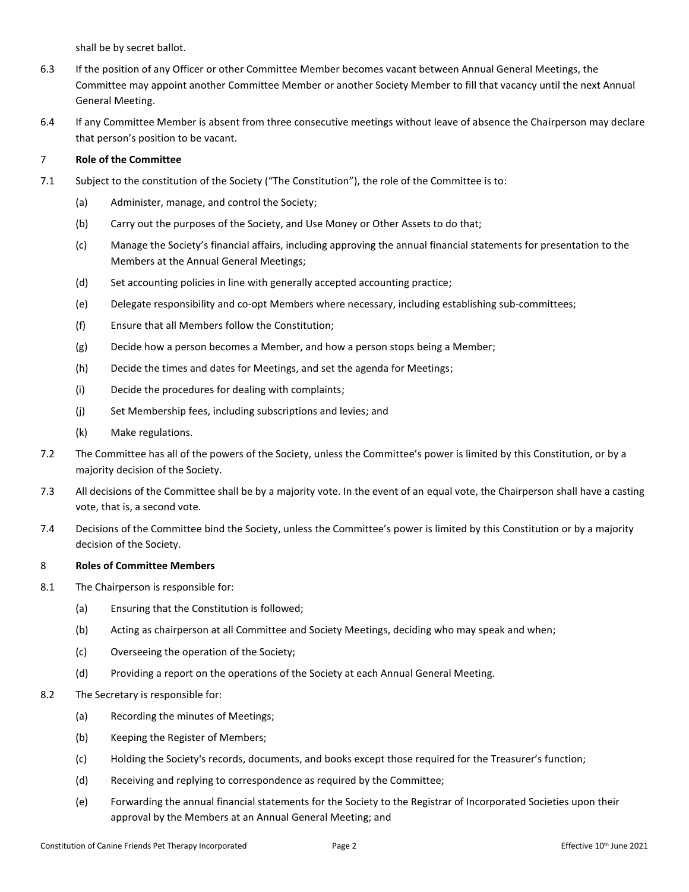shall be by secret ballot.

6.3 If the position of any Officer or other Committee Member becomes vacant between Annual General Meetings, the Committee may appoint another Committee Member or another Society Member to fill that vacancy until the next Annual General Meeting.

6.4 If any Committee Member is absent from three consecutive meetings without leave of absence the Chairperson may declare that person's position to be vacant.

## 7 Role of the Committee

7.1 Subject to the constitution of the Society ("The Constitution"), the role of the Committee is to:

- (a) Administer, manage, and control the Society;
- (b) Carry out the purposes of the Society, and Use Money or Other Assets to do that;
- (c) Manage the Society's financial affairs, including approving the annual financial statements for presentation to the Members at the Annual General Meetings;
- (d) Set accounting policies in line with generally accepted accounting practice;
- (e) Delegate responsibility and co-opt Members where necessary, including establishing sub-committees;
- (f) Ensure that all Members follow the Constitution;
- (g) Decide how a person becomes a Member, and how a person stops being a Member;
- (h) Decide the times and dates for Meetings, and set the agenda for Meetings;
- (i) Decide the procedures for dealing with complaints;
- (j) Set Membership fees, including subscriptions and levies; and
- (k) Make regulations.

7.2 The Committee has all of the powers of the Society, unless the Committee's power is limited by this Constitution, or by a majority decision of the Society.

7.3 All decisions of the Committee shall be by a majority vote. In the event of an equal vote, the Chairperson shall have a casting vote, that is, a second vote.

7.4 Decisions of the Committee bind the Society, unless the Committee's power is limited by this Constitution or by a majority decision of the Society.

## 8 Roles of Committee Members

8.1 The Chairperson is responsible for:

- (a) Ensuring that the Constitution is followed;
- (b) Acting as chairperson at all Committee and Society Meetings, deciding who may speak and when;
- (c) Overseeing the operation of the Society;
- (d) Providing a report on the operations of the Society at each Annual General Meeting.

8.2 The Secretary is responsible for:

- (a) Recording the minutes of Meetings;
- (b) Keeping the Register of Members;
- (c) Holding the Society's records, documents, and books except those required for the Treasurer's function;
- (d) Receiving and replying to correspondence as required by the Committee;
- (e) Forwarding the annual financial statements for the Society to the Registrar of Incorporated Societies upon their approval by the Members at an Annual General Meeting; and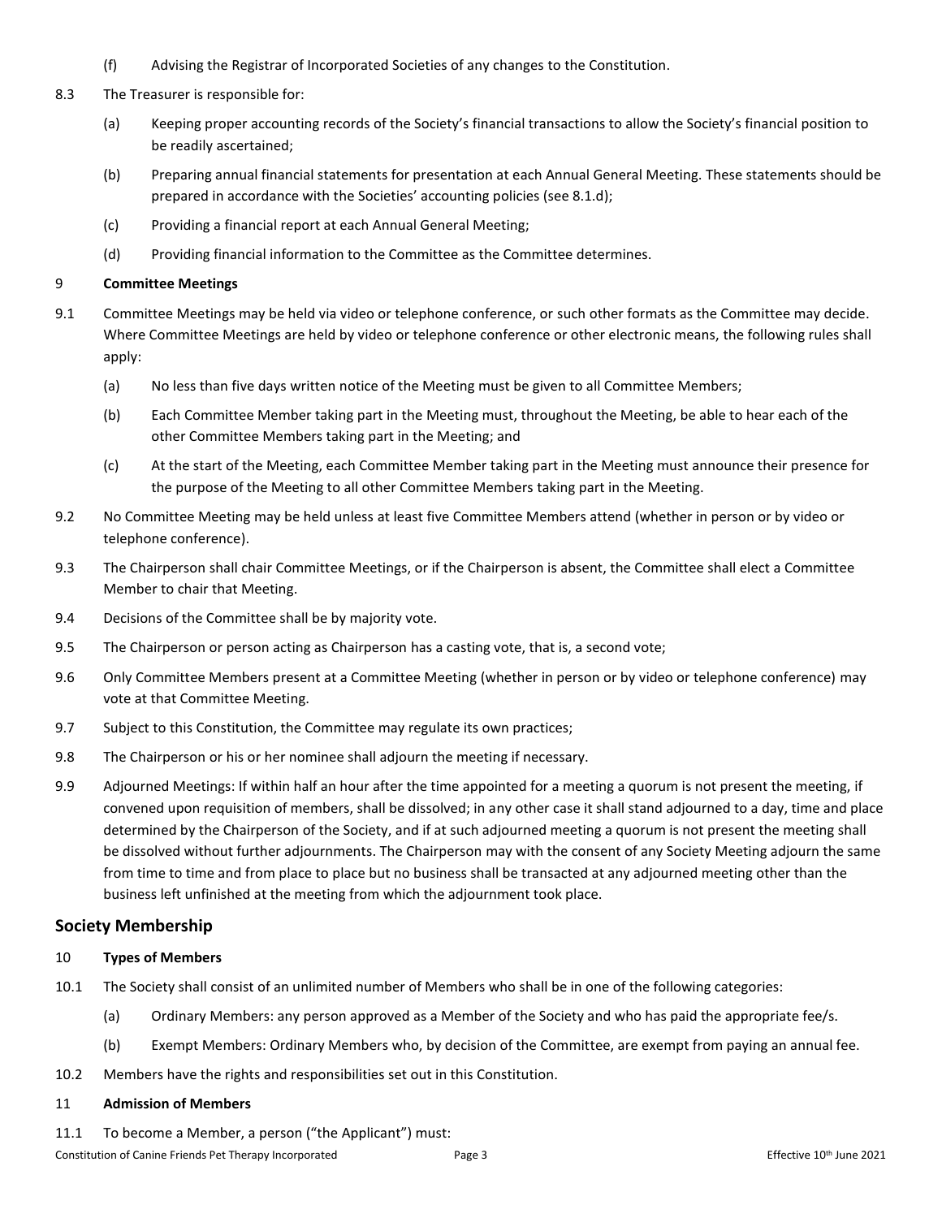(f) Advising the Registrar of Incorporated Societies of any changes to the Constitution.

8.3 The Treasurer is responsible for:

(a) Keeping proper accounting records of the Society's financial transactions to allow the Society's financial position to be readily ascertained;

(b) Preparing annual financial statements for presentation at each Annual General Meeting. These statements should be prepared in accordance with the Societies' accounting policies (see 8.1.d);

(c) Providing a financial report at each Annual General Meeting;

(d) Providing financial information to the Committee as the Committee determines.

9 **Committee Meetings**

9.1 Committee Meetings may be held via video or telephone conference, or such other formats as the Committee may decide. Where Committee Meetings are held by video or telephone conference or other electronic means, the following rules shall apply:

(a) No less than five days written notice of the Meeting must be given to all Committee Members;

(b) Each Committee Member taking part in the Meeting must, throughout the Meeting, be able to hear each of the other Committee Members taking part in the Meeting; and

(c) At the start of the Meeting, each Committee Member taking part in the Meeting must announce their presence for the purpose of the Meeting to all other Committee Members taking part in the Meeting.

9.2 No Committee Meeting may be held unless at least five Committee Members attend (whether in person or by video or telephone conference).

9.3 The Chairperson shall chair Committee Meetings, or if the Chairperson is absent, the Committee shall elect a Committee Member to chair that Meeting.

9.4 Decisions of the Committee shall be by majority vote.

9.5 The Chairperson or person acting as Chairperson has a casting vote, that is, a second vote;

9.6 Only Committee Members present at a Committee Meeting (whether in person or by video or telephone conference) may vote at that Committee Meeting.

9.7 Subject to this Constitution, the Committee may regulate its own practices;

9.8 The Chairperson or his or her nominee shall adjourn the meeting if necessary.

9.9 Adjourned Meetings: If within half an hour after the time appointed for a meeting a quorum is not present the meeting, if convened upon requisition of members, shall be dissolved; in any other case it shall stand adjourned to a day, time and place determined by the Chairperson of the Society, and if at such adjourned meeting a quorum is not present the meeting shall be dissolved without further adjournments. The Chairperson may with the consent of any Society Meeting adjourn the same from time to time and from place to place but no business shall be transacted at any adjourned meeting other than the business left unfinished at the meeting from which the adjournment took place.

## Society Membership

10 **Types of Members**

10.1 The Society shall consist of an unlimited number of Members who shall be in one of the following categories:

(a) Ordinary Members: any person approved as a Member of the Society and who has paid the appropriate fee/s.

(b) Exempt Members: Ordinary Members who, by decision of the Committee, are exempt from paying an annual fee.

10.2 Members have the rights and responsibilities set out in this Constitution.

11 **Admission of Members**

11.1 To become a Member, a person ("the Applicant") must: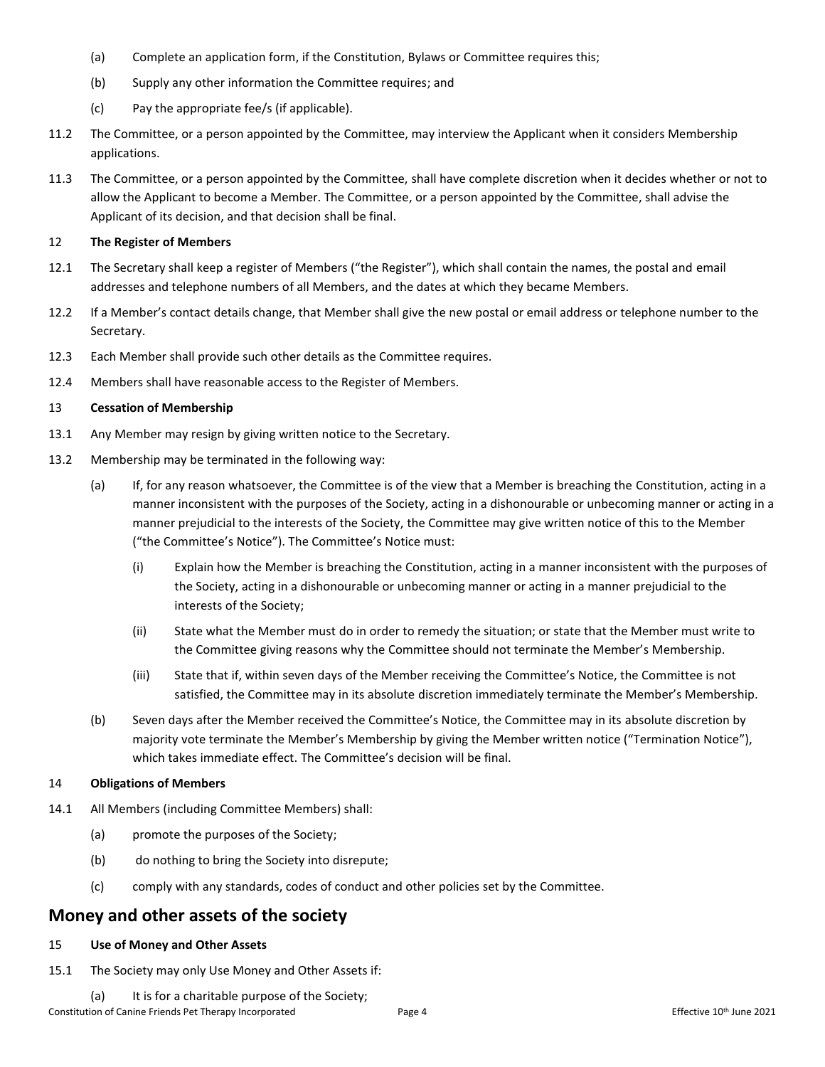(a) Complete an application form, if the Constitution, Bylaws or Committee requires this;

(b) Supply any other information the Committee requires; and

(c) Pay the appropriate fee/s (if applicable).

11.2 The Committee, or a person appointed by the Committee, may interview the Applicant when it considers Membership applications.

11.3 The Committee, or a person appointed by the Committee, shall have complete discretion when it decides whether or not to allow the Applicant to become a Member. The Committee, or a person appointed by the Committee, shall advise the Applicant of its decision, and that decision shall be final.

**12 The Register of Members**

12.1 The Secretary shall keep a register of Members ("the Register"), which shall contain the names, the postal and email addresses and telephone numbers of all Members, and the dates at which they became Members.

12.2 If a Member's contact details change, that Member shall give the new postal or email address or telephone number to the Secretary.

12.3 Each Member shall provide such other details as the Committee requires.

12.4 Members shall have reasonable access to the Register of Members.

**13 Cessation of Membership**

13.1 Any Member may resign by giving written notice to the Secretary.

13.2 Membership may be terminated in the following way:

(a) If, for any reason whatsoever, the Committee is of the view that a Member is breaching the Constitution, acting in a manner inconsistent with the purposes of the Society, acting in a dishonourable or unbecoming manner or acting in a manner prejudicial to the interests of the Society, the Committee may give written notice of this to the Member ("the Committee's Notice"). The Committee's Notice must:

(i) Explain how the Member is breaching the Constitution, acting in a manner inconsistent with the purposes of the Society, acting in a dishonourable or unbecoming manner or acting in a manner prejudicial to the interests of the Society;

(ii) State what the Member must do in order to remedy the situation; or state that the Member must write to the Committee giving reasons why the Committee should not terminate the Member's Membership.

(iii) State that if, within seven days of the Member receiving the Committee's Notice, the Committee is not satisfied, the Committee may in its absolute discretion immediately terminate the Member's Membership.

(b) Seven days after the Member received the Committee's Notice, the Committee may in its absolute discretion by majority vote terminate the Member's Membership by giving the Member written notice ("Termination Notice"), which takes immediate effect. The Committee's decision will be final.

**14 Obligations of Members**

14.1 All Members (including Committee Members) shall:

(a) promote the purposes of the Society;

(b) do nothing to bring the Society into disrepute;

(c) comply with any standards, codes of conduct and other policies set by the Committee.

## Money and other assets of the society

**15 Use of Money and Other Assets**

15.1 The Society may only Use Money and Other Assets if:

(a) It is for a charitable purpose of the Society;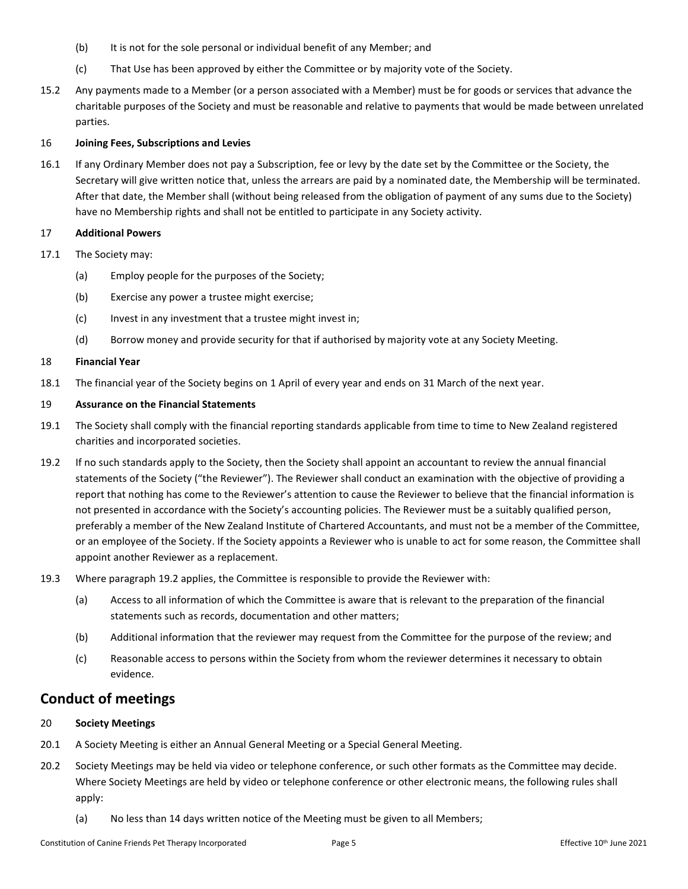(b) It is not for the sole personal or individual benefit of any Member; and

(c) That Use has been approved by either the Committee or by majority vote of the Society.

15.2 Any payments made to a Member (or a person associated with a Member) must be for goods or services that advance the charitable purposes of the Society and must be reasonable and relative to payments that would be made between unrelated parties.

16 **Joining Fees, Subscriptions and Levies**

16.1 If any Ordinary Member does not pay a Subscription, fee or levy by the date set by the Committee or the Society, the Secretary will give written notice that, unless the arrears are paid by a nominated date, the Membership will be terminated. After that date, the Member shall (without being released from the obligation of payment of any sums due to the Society) have no Membership rights and shall not be entitled to participate in any Society activity.

17 **Additional Powers**

17.1 The Society may:

(a) Employ people for the purposes of the Society;

(b) Exercise any power a trustee might exercise;

(c) Invest in any investment that a trustee might invest in;

(d) Borrow money and provide security for that if authorised by majority vote at any Society Meeting.

18 **Financial Year**

18.1 The financial year of the Society begins on 1 April of every year and ends on 31 March of the next year.

19 **Assurance on the Financial Statements**

19.1 The Society shall comply with the financial reporting standards applicable from time to time to New Zealand registered charities and incorporated societies.

19.2 If no such standards apply to the Society, then the Society shall appoint an accountant to review the annual financial statements of the Society ("the Reviewer"). The Reviewer shall conduct an examination with the objective of providing a report that nothing has come to the Reviewer's attention to cause the Reviewer to believe that the financial information is not presented in accordance with the Society's accounting policies. The Reviewer must be a suitably qualified person, preferably a member of the New Zealand Institute of Chartered Accountants, and must not be a member of the Committee, or an employee of the Society. If the Society appoints a Reviewer who is unable to act for some reason, the Committee shall appoint another Reviewer as a replacement.

19.3 Where paragraph 19.2 applies, the Committee is responsible to provide the Reviewer with:

(a) Access to all information of which the Committee is aware that is relevant to the preparation of the financial statements such as records, documentation and other matters;

(b) Additional information that the reviewer may request from the Committee for the purpose of the review; and

(c) Reasonable access to persons within the Society from whom the reviewer determines it necessary to obtain evidence.

## Conduct of meetings

20 **Society Meetings**

20.1 A Society Meeting is either an Annual General Meeting or a Special General Meeting.

20.2 Society Meetings may be held via video or telephone conference, or such other formats as the Committee may decide. Where Society Meetings are held by video or telephone conference or other electronic means, the following rules shall apply:

(a) No less than 14 days written notice of the Meeting must be given to all Members;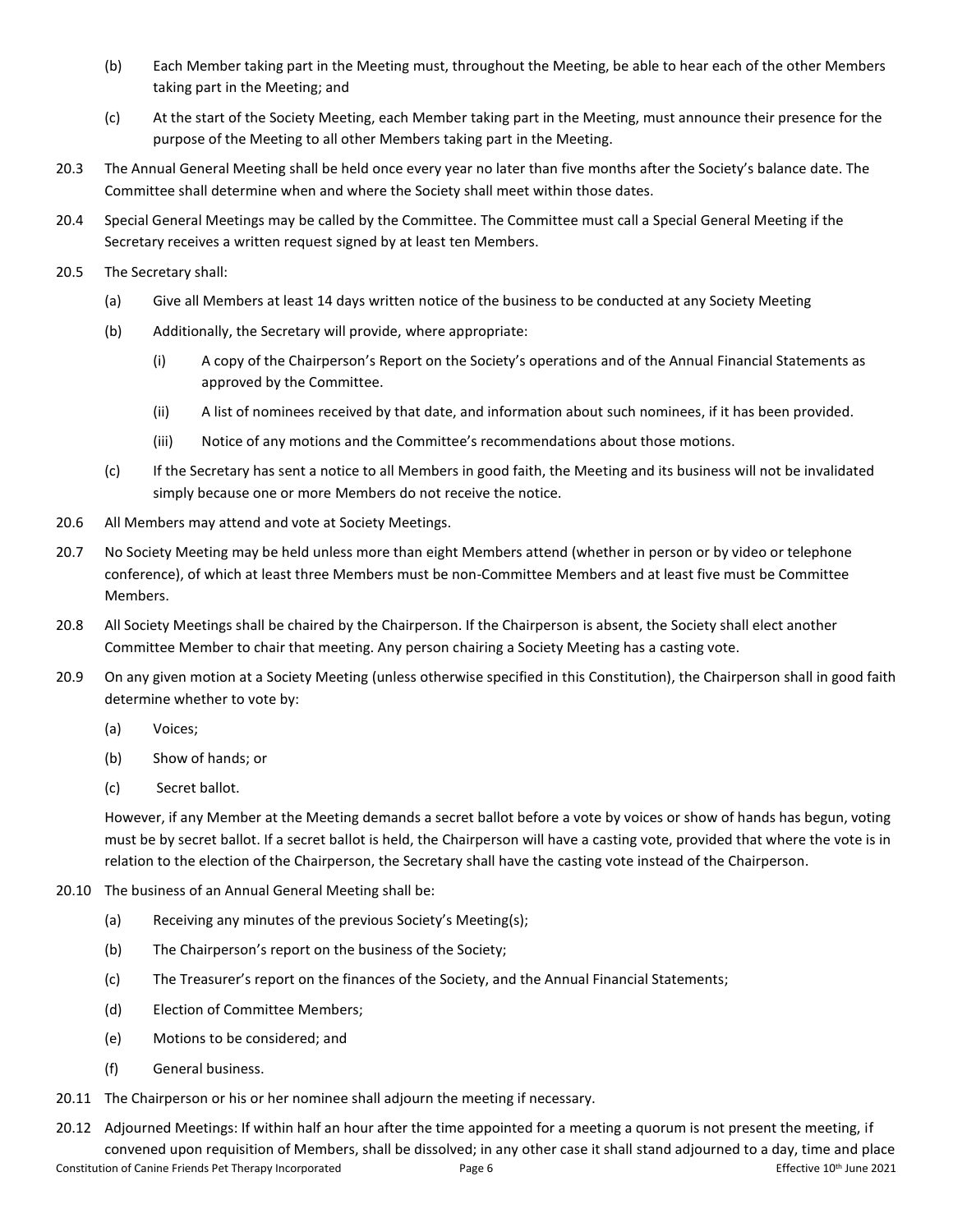(b) Each Member taking part in the Meeting must, throughout the Meeting, be able to hear each of the other Members taking part in the Meeting; and

(c) At the start of the Society Meeting, each Member taking part in the Meeting, must announce their presence for the purpose of the Meeting to all other Members taking part in the Meeting.

20.3 The Annual General Meeting shall be held once every year no later than five months after the Society's balance date. The Committee shall determine when and where the Society shall meet within those dates.

20.4 Special General Meetings may be called by the Committee. The Committee must call a Special General Meeting if the Secretary receives a written request signed by at least ten Members.

20.5 The Secretary shall:

(a) Give all Members at least 14 days written notice of the business to be conducted at any Society Meeting

(b) Additionally, the Secretary will provide, where appropriate:

(i) A copy of the Chairperson's Report on the Society's operations and of the Annual Financial Statements as approved by the Committee.

(ii) A list of nominees received by that date, and information about such nominees, if it has been provided.

(iii) Notice of any motions and the Committee's recommendations about those motions.

(c) If the Secretary has sent a notice to all Members in good faith, the Meeting and its business will not be invalidated simply because one or more Members do not receive the notice.

20.6 All Members may attend and vote at Society Meetings.

20.7 No Society Meeting may be held unless more than eight Members attend (whether in person or by video or telephone conference), of which at least three Members must be non-Committee Members and at least five must be Committee Members.

20.8 All Society Meetings shall be chaired by the Chairperson. If the Chairperson is absent, the Society shall elect another Committee Member to chair that meeting. Any person chairing a Society Meeting has a casting vote.

20.9 On any given motion at a Society Meeting (unless otherwise specified in this Constitution), the Chairperson shall in good faith determine whether to vote by:

(a) Voices;

(b) Show of hands; or

(c) Secret ballot.

However, if any Member at the Meeting demands a secret ballot before a vote by voices or show of hands has begun, voting must be by secret ballot. If a secret ballot is held, the Chairperson will have a casting vote, provided that where the vote is in relation to the election of the Chairperson, the Secretary shall have the casting vote instead of the Chairperson.

20.10 The business of an Annual General Meeting shall be:

(a) Receiving any minutes of the previous Society's Meeting(s);

(b) The Chairperson's report on the business of the Society;

(c) The Treasurer's report on the finances of the Society, and the Annual Financial Statements;

(d) Election of Committee Members;

(e) Motions to be considered; and

(f) General business.

20.11 The Chairperson or his or her nominee shall adjourn the meeting if necessary.

20.12 Adjourned Meetings: If within half an hour after the time appointed for a meeting a quorum is not present the meeting, if convened upon requisition of Members, shall be dissolved; in any other case it shall stand adjourned to a day, time and place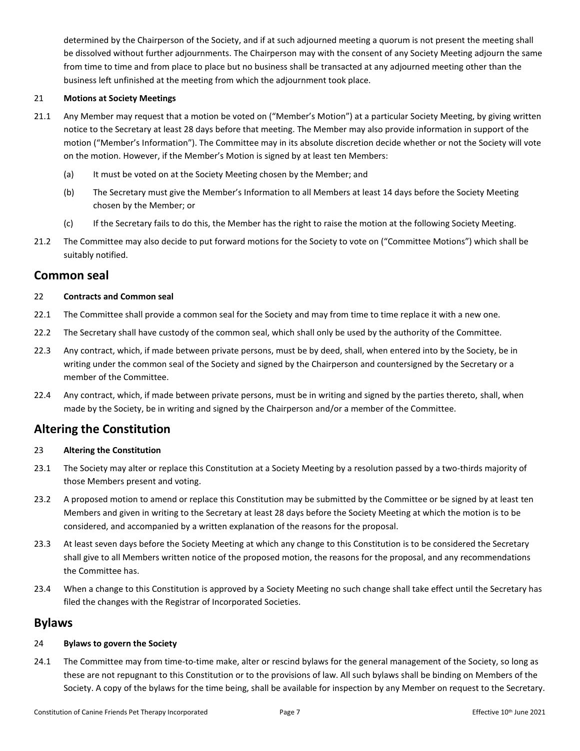determined by the Chairperson of the Society, and if at such adjourned meeting a quorum is not present the meeting shall be dissolved without further adjournments. The Chairperson may with the consent of any Society Meeting adjourn the same from time to time and from place to place but no business shall be transacted at any adjourned meeting other than the business left unfinished at the meeting from which the adjournment took place.

**21 Motions at Society Meetings**

21.1 Any Member may request that a motion be voted on ("Member's Motion") at a particular Society Meeting, by giving written notice to the Secretary at least 28 days before that meeting. The Member may also provide information in support of the motion ("Member's Information"). The Committee may in its absolute discretion decide whether or not the Society will vote on the motion. However, if the Member's Motion is signed by at least ten Members:

- (a) It must be voted on at the Society Meeting chosen by the Member; and
- (b) The Secretary must give the Member's Information to all Members at least 14 days before the Society Meeting chosen by the Member; or
- (c) If the Secretary fails to do this, the Member has the right to raise the motion at the following Society Meeting.

21.2 The Committee may also decide to put forward motions for the Society to vote on ("Committee Motions") which shall be suitably notified.

## Common seal

**22 Contracts and Common seal**

22.1 The Committee shall provide a common seal for the Society and may from time to time replace it with a new one.

22.2 The Secretary shall have custody of the common seal, which shall only be used by the authority of the Committee.

22.3 Any contract, which, if made between private persons, must be by deed, shall, when entered into by the Society, be in writing under the common seal of the Society and signed by the Chairperson and countersigned by the Secretary or a member of the Committee.

22.4 Any contract, which, if made between private persons, must be in writing and signed by the parties thereto, shall, when made by the Society, be in writing and signed by the Chairperson and/or a member of the Committee.

## Altering the Constitution

**23 Altering the Constitution**

23.1 The Society may alter or replace this Constitution at a Society Meeting by a resolution passed by a two-thirds majority of those Members present and voting.

23.2 A proposed motion to amend or replace this Constitution may be submitted by the Committee or be signed by at least ten Members and given in writing to the Secretary at least 28 days before the Society Meeting at which the motion is to be considered, and accompanied by a written explanation of the reasons for the proposal.

23.3 At least seven days before the Society Meeting at which any change to this Constitution is to be considered the Secretary shall give to all Members written notice of the proposed motion, the reasons for the proposal, and any recommendations the Committee has.

23.4 When a change to this Constitution is approved by a Society Meeting no such change shall take effect until the Secretary has filed the changes with the Registrar of Incorporated Societies.

## Bylaws

**24 Bylaws to govern the Society**

24.1 The Committee may from time-to-time make, alter or rescind bylaws for the general management of the Society, so long as these are not repugnant to this Constitution or to the provisions of law. All such bylaws shall be binding on Members of the Society. A copy of the bylaws for the time being, shall be available for inspection by any Member on request to the Secretary.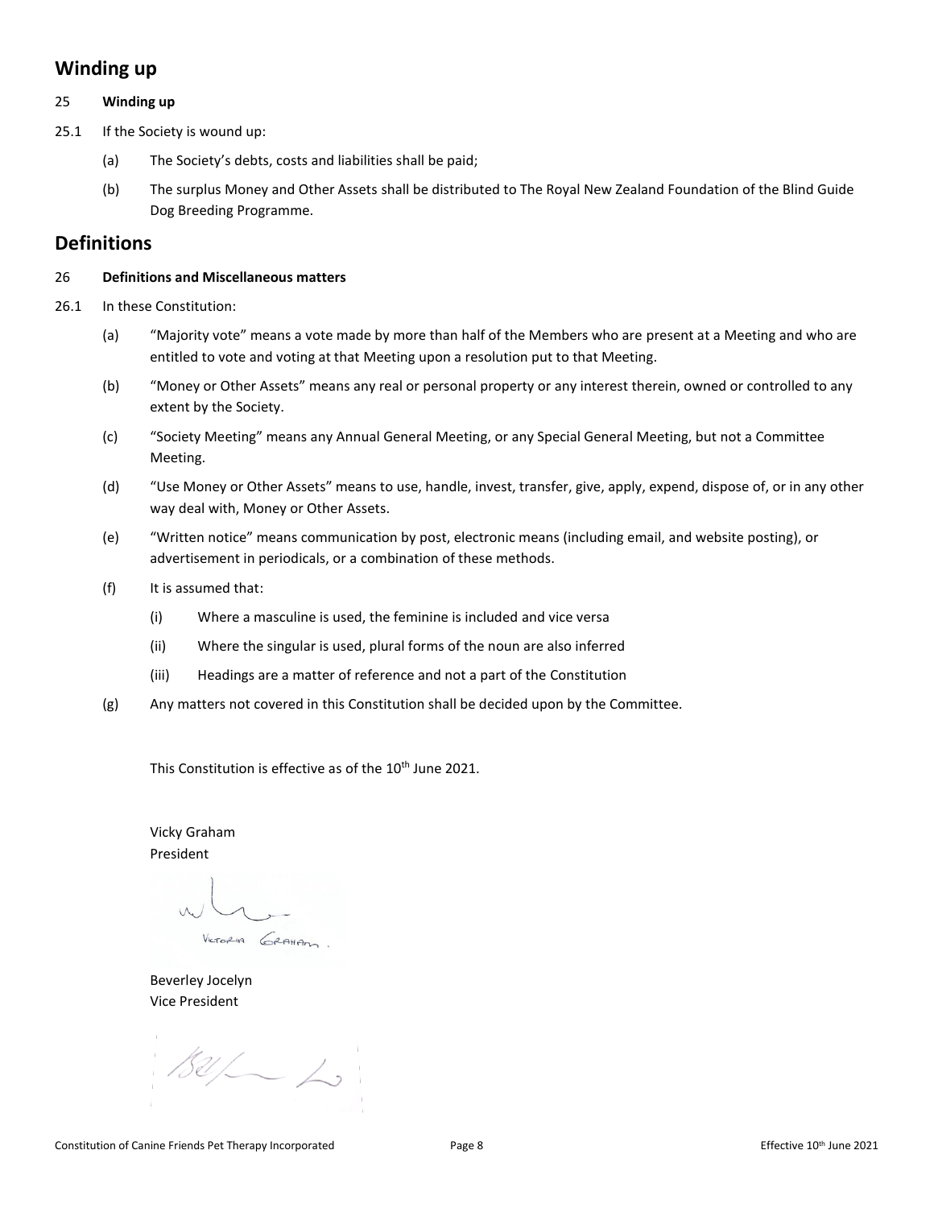## Winding up

25 **Winding up**

25.1 If the Society is wound up:

(a) The Society's debts, costs and liabilities shall be paid;

(b) The surplus Money and Other Assets shall be distributed to The Royal New Zealand Foundation of the Blind Guide Dog Breeding Programme.

## Definitions

26 **Definitions and Miscellaneous matters**

26.1 In these Constitution:

(a) "Majority vote" means a vote made by more than half of the Members who are present at a Meeting and who are entitled to vote and voting at that Meeting upon a resolution put to that Meeting.

(b) "Money or Other Assets" means any real or personal property or any interest therein, owned or controlled to any extent by the Society.

(c) "Society Meeting" means any Annual General Meeting, or any Special General Meeting, but not a Committee Meeting.

(d) "Use Money or Other Assets" means to use, handle, invest, transfer, give, apply, expend, dispose of, or in any other way deal with, Money or Other Assets.

(e) "Written notice" means communication by post, electronic means (including email, and website posting), or advertisement in periodicals, or a combination of these methods.

(f) It is assumed that:

(i) Where a masculine is used, the feminine is included and vice versa

(ii) Where the singular is used, plural forms of the noun are also inferred

(iii) Headings are a matter of reference and not a part of the Constitution

(g) Any matters not covered in this Constitution shall be decided upon by the Committee.

This Constitution is effective as of the 10th June 2021.

Vicky Graham
President

Victoria Graham.

Beverley Jocelyn
Vice President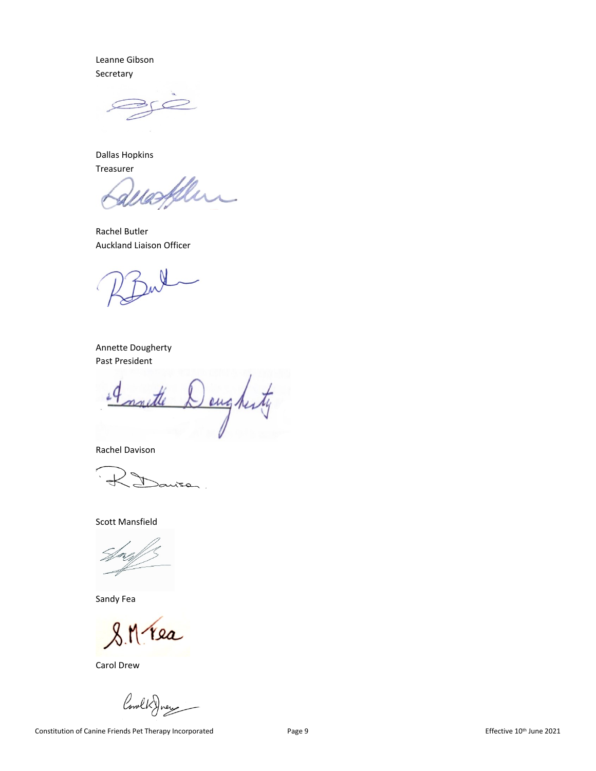Leanne Gibson
Secretary

Dallas Hopkins
Treasurer

Rachel Butler
Auckland Liaison Officer

Annette Dougherty
Past President

Rachel Davison

Scott Mansfield

Sandy Fea

Carol Drew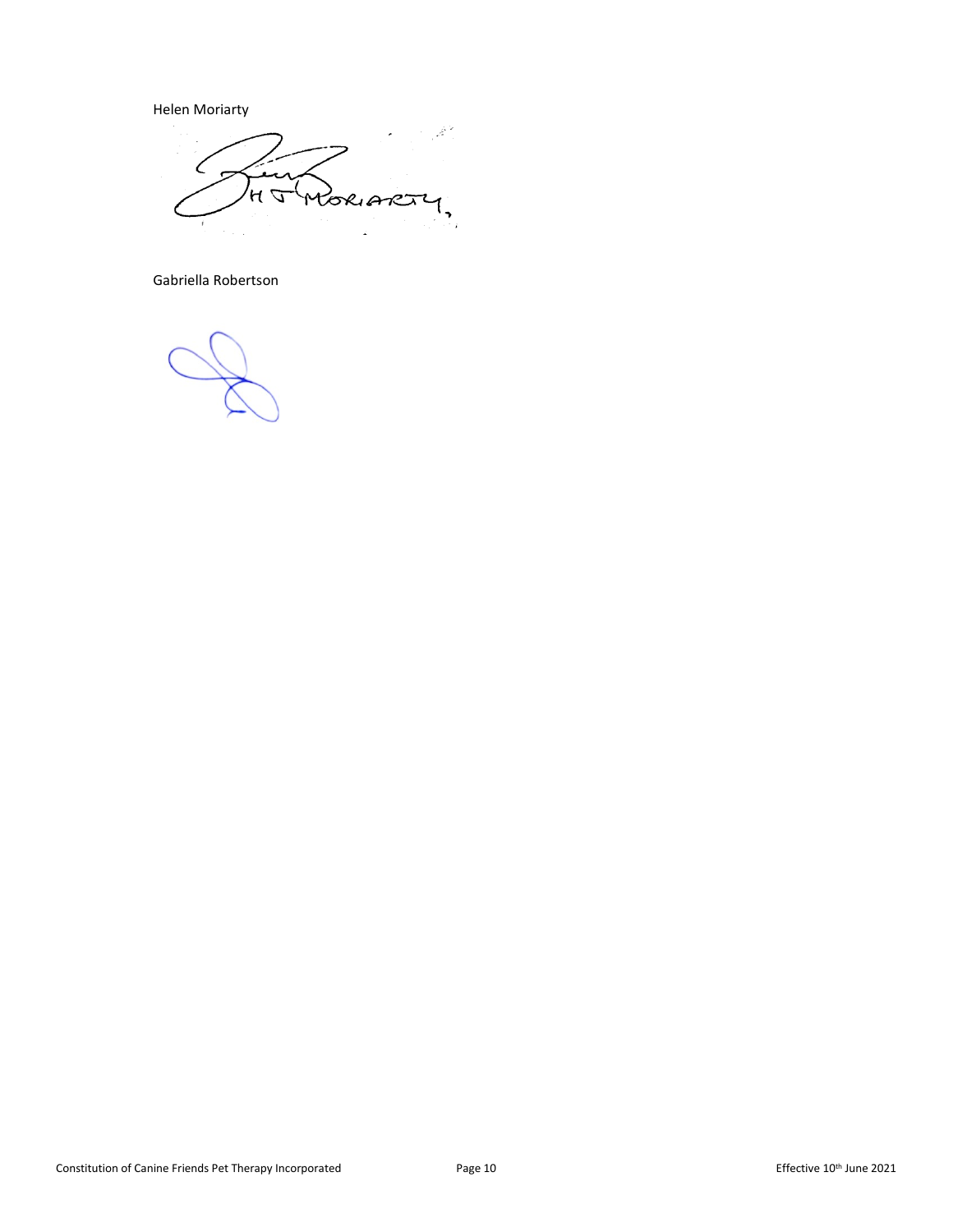Helen Moriarty

Gabriella Robertson